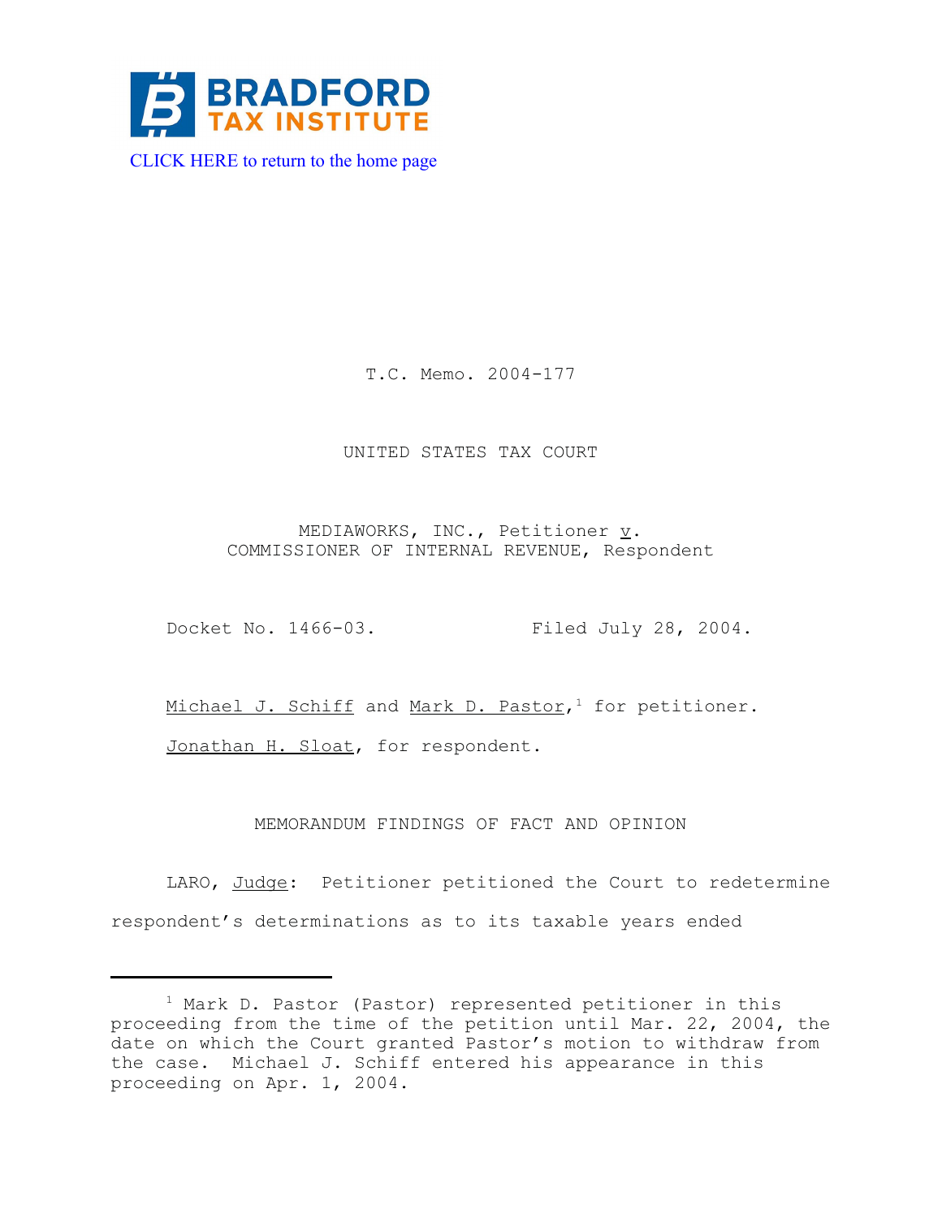BRADFORD TAX INSTITUTE

CLICK HERE to return to the home page

T.C. Memo. 2004-177

UNITED STATES TAX COURT

MEDIAWORKS, INC., Petitioner v.
COMMISSIONER OF INTERNAL REVENUE, Respondent

Docket No. 1466-03. Filed July 28, 2004.

Michael J. Schiff and Mark D. Pastor,[1] for petitioner.

Jonathan H. Sloat, for respondent.

MEMORANDUM FINDINGS OF FACT AND OPINION

LARO, Judge: Petitioner petitioned the Court to redetermine respondent's determinations as to its taxable years ended

---

[1] Mark D. Pastor (Pastor) represented petitioner in this proceeding from the time of the petition until Mar. 22, 2004, the date on which the Court granted Pastor's motion to withdraw from the case. Michael J. Schiff entered his appearance in this proceeding on Apr. 1, 2004.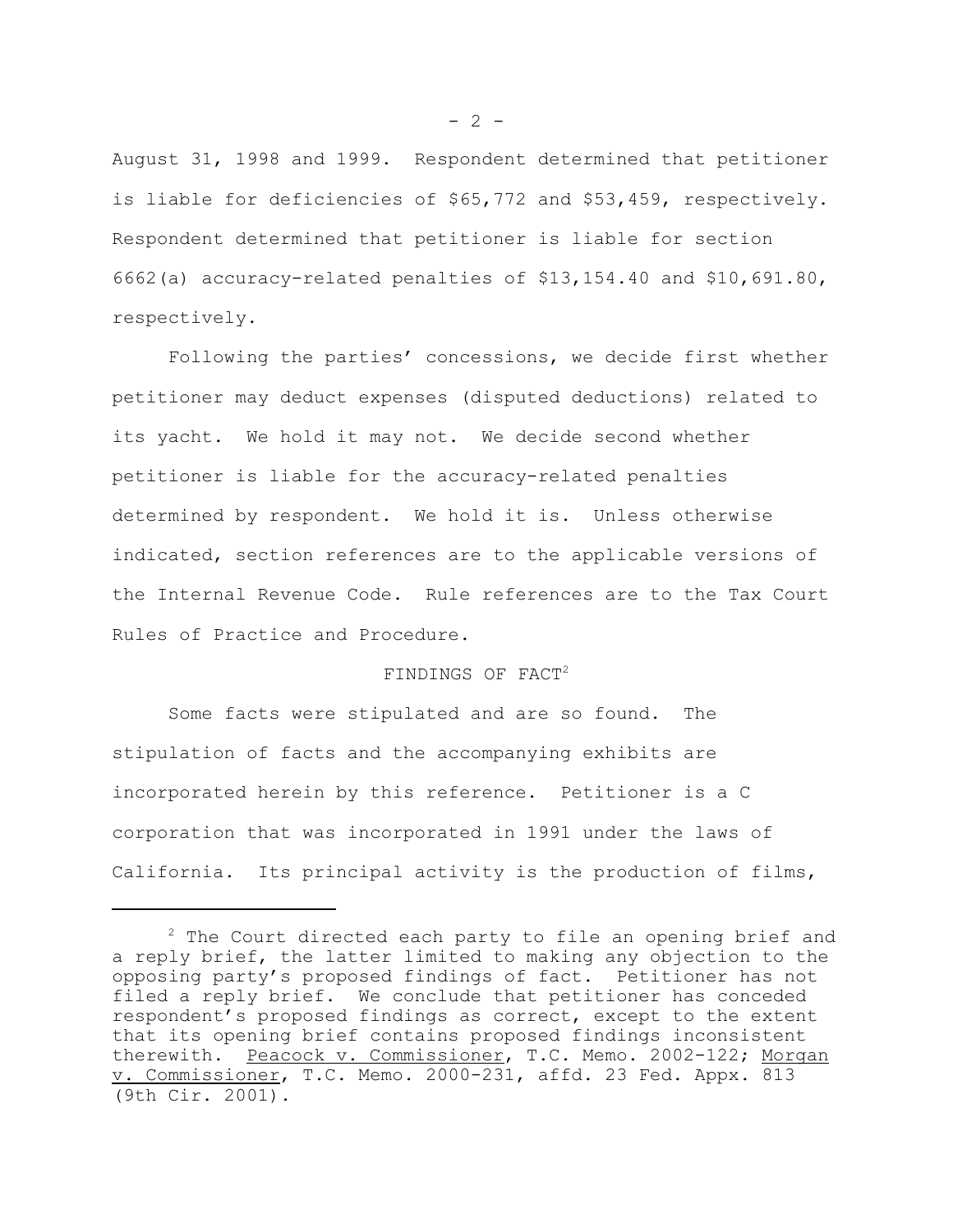August 31, 1998 and 1999. Respondent determined that petitioner is liable for deficiencies of $65,772 and $53,459, respectively. Respondent determined that petitioner is liable for section 6662(a) accuracy-related penalties of $13,154.40 and $10,691.80, respectively.

Following the parties' concessions, we decide first whether petitioner may deduct expenses (disputed deductions) related to its yacht. We hold it may not. We decide second whether petitioner is liable for the accuracy-related penalties determined by respondent. We hold it is. Unless otherwise indicated, section references are to the applicable versions of the Internal Revenue Code. Rule references are to the Tax Court Rules of Practice and Procedure.

## FINDINGS OF FACT[2]

Some facts were stipulated and are so found. The stipulation of facts and the accompanying exhibits are incorporated herein by this reference. Petitioner is a C corporation that was incorporated in 1991 under the laws of California. Its principal activity is the production of films,

---

[2] The Court directed each party to file an opening brief and a reply brief, the latter limited to making any objection to the opposing party's proposed findings of fact. Petitioner has not filed a reply brief. We conclude that petitioner has conceded respondent's proposed findings as correct, except to the extent that its opening brief contains proposed findings inconsistent therewith. Peacock v. Commissioner, T.C. Memo. 2002-122; Morgan v. Commissioner, T.C. Memo. 2000-231, affd. 23 Fed. Appx. 813 (9th Cir. 2001).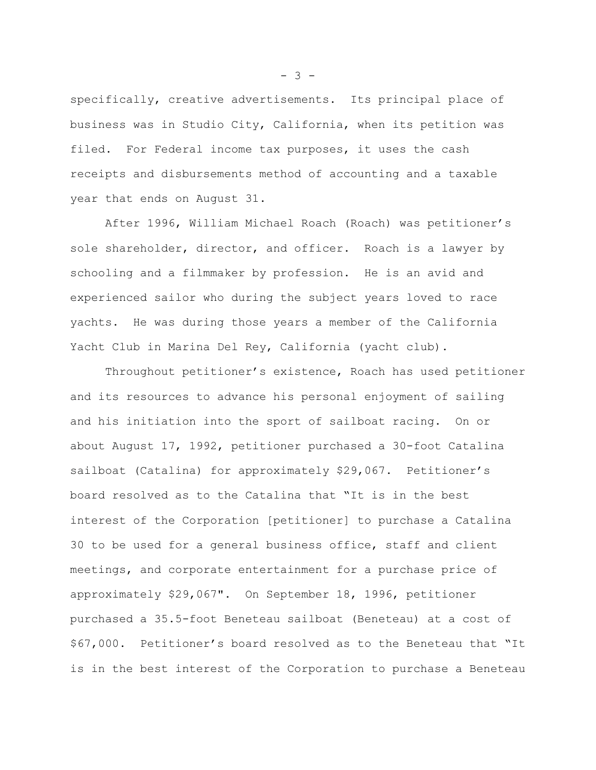specifically, creative advertisements. Its principal place of business was in Studio City, California, when its petition was filed. For Federal income tax purposes, it uses the cash receipts and disbursements method of accounting and a taxable year that ends on August 31.

After 1996, William Michael Roach (Roach) was petitioner's sole shareholder, director, and officer. Roach is a lawyer by schooling and a filmmaker by profession. He is an avid and experienced sailor who during the subject years loved to race yachts. He was during those years a member of the California Yacht Club in Marina Del Rey, California (yacht club).

Throughout petitioner's existence, Roach has used petitioner and its resources to advance his personal enjoyment of sailing and his initiation into the sport of sailboat racing. On or about August 17, 1992, petitioner purchased a 30-foot Catalina sailboat (Catalina) for approximately $29,067. Petitioner's board resolved as to the Catalina that "It is in the best interest of the Corporation [petitioner] to purchase a Catalina 30 to be used for a general business office, staff and client meetings, and corporate entertainment for a purchase price of approximately $29,067". On September 18, 1996, petitioner purchased a 35.5-foot Beneteau sailboat (Beneteau) at a cost of $67,000. Petitioner's board resolved as to the Beneteau that "It is in the best interest of the Corporation to purchase a Beneteau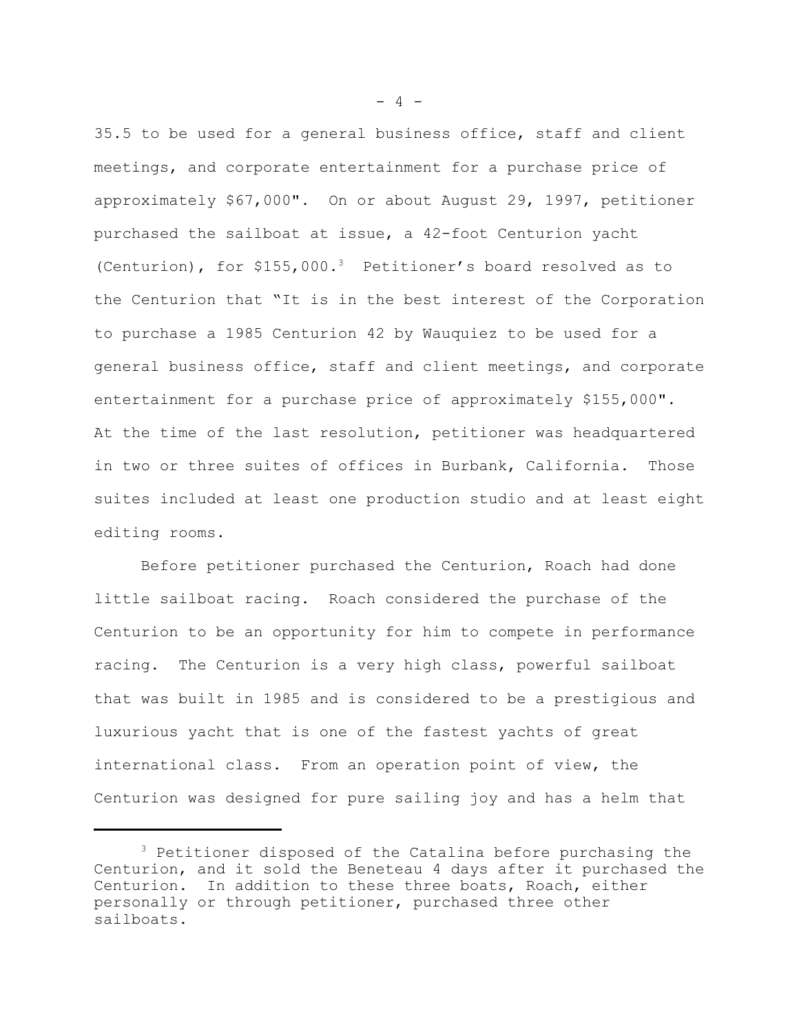35.5 to be used for a general business office, staff and client meetings, and corporate entertainment for a purchase price of approximately $67,000". On or about August 29, 1997, petitioner purchased the sailboat at issue, a 42-foot Centurion yacht (Centurion), for $155,000.[3] Petitioner's board resolved as to the Centurion that "It is in the best interest of the Corporation to purchase a 1985 Centurion 42 by Wauquiez to be used for a general business office, staff and client meetings, and corporate entertainment for a purchase price of approximately $155,000". At the time of the last resolution, petitioner was headquartered in two or three suites of offices in Burbank, California. Those suites included at least one production studio and at least eight editing rooms.

Before petitioner purchased the Centurion, Roach had done little sailboat racing. Roach considered the purchase of the Centurion to be an opportunity for him to compete in performance racing. The Centurion is a very high class, powerful sailboat that was built in 1985 and is considered to be a prestigious and luxurious yacht that is one of the fastest yachts of great international class. From an operation point of view, the Centurion was designed for pure sailing joy and has a helm that

[3] Petitioner disposed of the Catalina before purchasing the Centurion, and it sold the Beneteau 4 days after it purchased the Centurion. In addition to these three boats, Roach, either personally or through petitioner, purchased three other sailboats.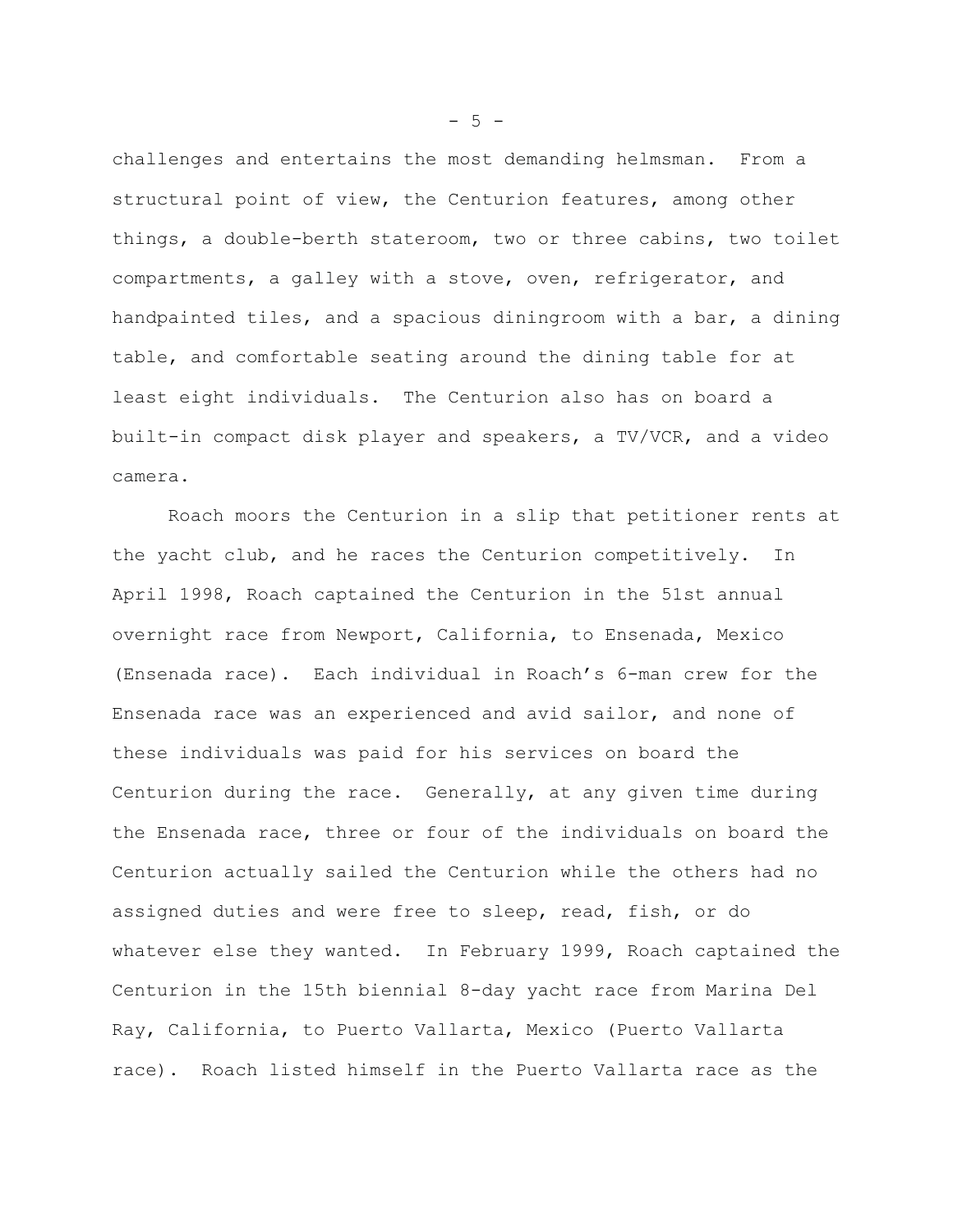challenges and entertains the most demanding helmsman. From a structural point of view, the Centurion features, among other things, a double-berth stateroom, two or three cabins, two toilet compartments, a galley with a stove, oven, refrigerator, and handpainted tiles, and a spacious diningroom with a bar, a dining table, and comfortable seating around the dining table for at least eight individuals. The Centurion also has on board a built-in compact disk player and speakers, a TV/VCR, and a video camera.

Roach moors the Centurion in a slip that petitioner rents at the yacht club, and he races the Centurion competitively. In April 1998, Roach captained the Centurion in the 51st annual overnight race from Newport, California, to Ensenada, Mexico (Ensenada race). Each individual in Roach's 6-man crew for the Ensenada race was an experienced and avid sailor, and none of these individuals was paid for his services on board the Centurion during the race. Generally, at any given time during the Ensenada race, three or four of the individuals on board the Centurion actually sailed the Centurion while the others had no assigned duties and were free to sleep, read, fish, or do whatever else they wanted. In February 1999, Roach captained the Centurion in the 15th biennial 8-day yacht race from Marina Del Ray, California, to Puerto Vallarta, Mexico (Puerto Vallarta race). Roach listed himself in the Puerto Vallarta race as the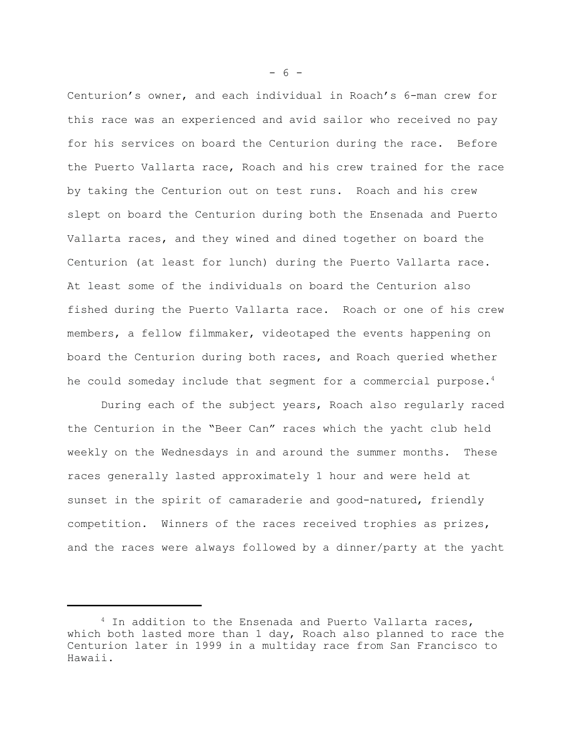Centurion's owner, and each individual in Roach's 6-man crew for this race was an experienced and avid sailor who received no pay for his services on board the Centurion during the race. Before the Puerto Vallarta race, Roach and his crew trained for the race by taking the Centurion out on test runs. Roach and his crew slept on board the Centurion during both the Ensenada and Puerto Vallarta races, and they wined and dined together on board the Centurion (at least for lunch) during the Puerto Vallarta race. At least some of the individuals on board the Centurion also fished during the Puerto Vallarta race. Roach or one of his crew members, a fellow filmmaker, videotaped the events happening on board the Centurion during both races, and Roach queried whether he could someday include that segment for a commercial purpose.[4]

During each of the subject years, Roach also regularly raced the Centurion in the "Beer Can" races which the yacht club held weekly on the Wednesdays in and around the summer months. These races generally lasted approximately 1 hour and were held at sunset in the spirit of camaraderie and good-natured, friendly competition. Winners of the races received trophies as prizes, and the races were always followed by a dinner/party at the yacht

---

[4] In addition to the Ensenada and Puerto Vallarta races, which both lasted more than 1 day, Roach also planned to race the Centurion later in 1999 in a multiday race from San Francisco to Hawaii.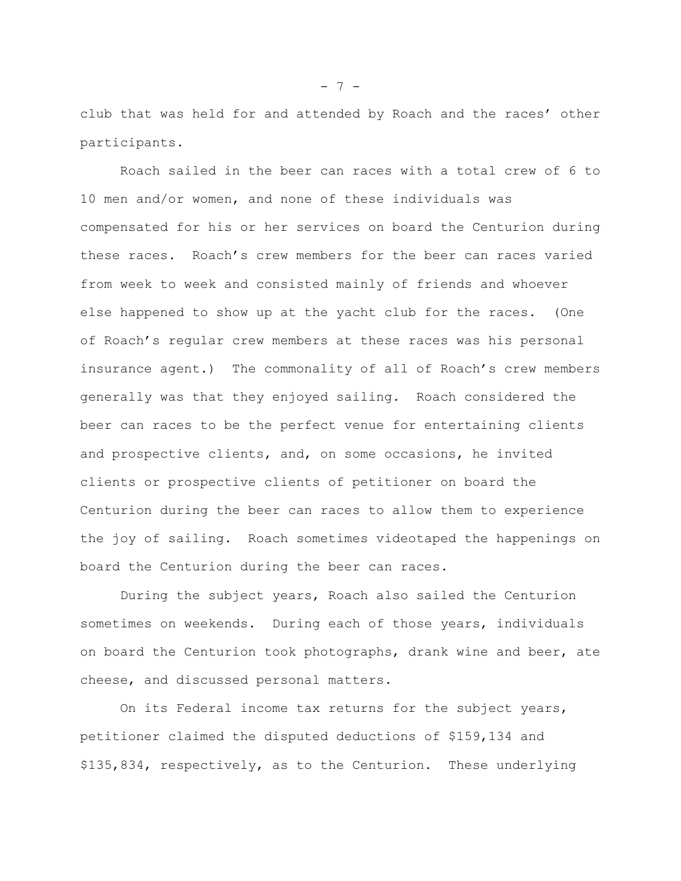club that was held for and attended by Roach and the races' other participants.

Roach sailed in the beer can races with a total crew of 6 to 10 men and/or women, and none of these individuals was compensated for his or her services on board the Centurion during these races. Roach's crew members for the beer can races varied from week to week and consisted mainly of friends and whoever else happened to show up at the yacht club for the races. (One of Roach's regular crew members at these races was his personal insurance agent.) The commonality of all of Roach's crew members generally was that they enjoyed sailing. Roach considered the beer can races to be the perfect venue for entertaining clients and prospective clients, and, on some occasions, he invited clients or prospective clients of petitioner on board the Centurion during the beer can races to allow them to experience the joy of sailing. Roach sometimes videotaped the happenings on board the Centurion during the beer can races.

During the subject years, Roach also sailed the Centurion sometimes on weekends. During each of those years, individuals on board the Centurion took photographs, drank wine and beer, ate cheese, and discussed personal matters.

On its Federal income tax returns for the subject years, petitioner claimed the disputed deductions of $159,134 and $135,834, respectively, as to the Centurion. These underlying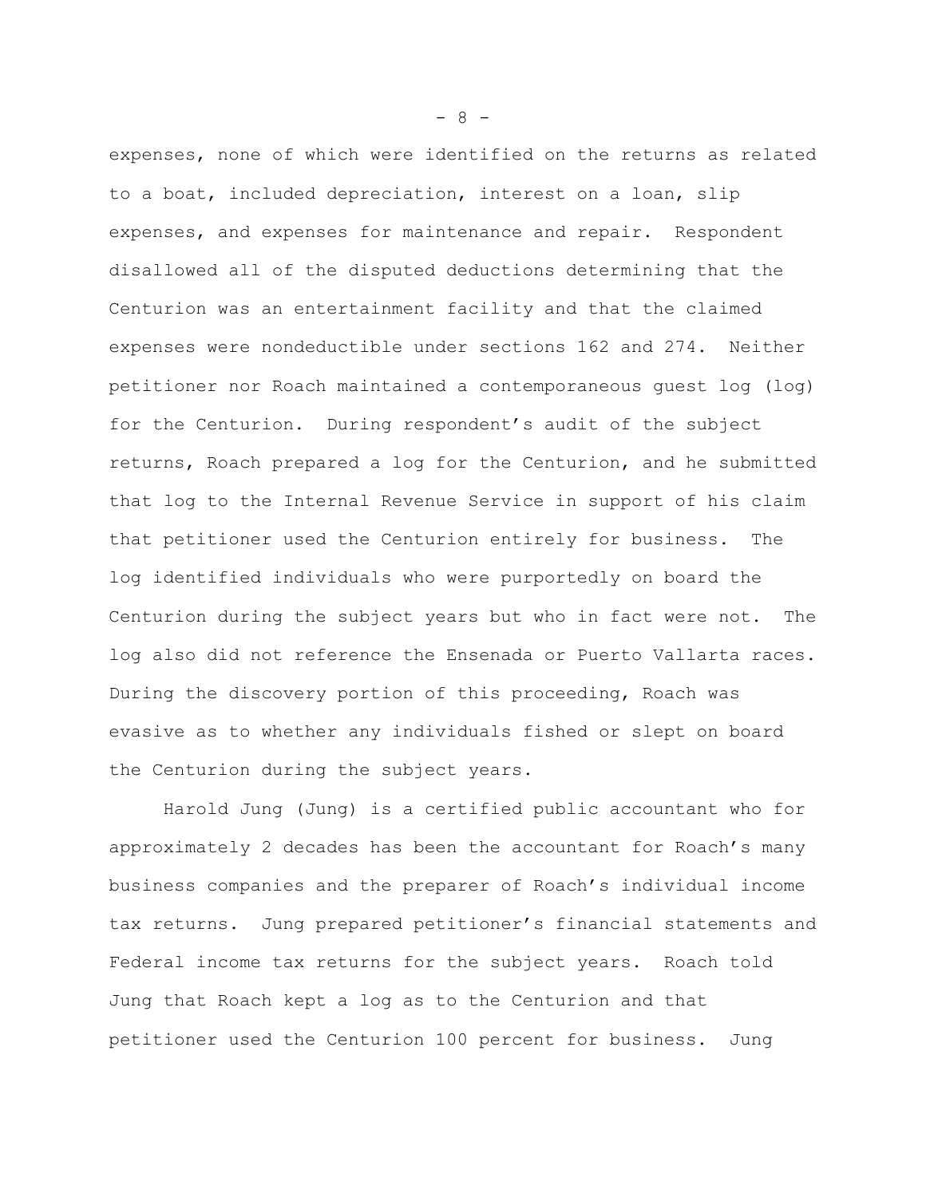expenses, none of which were identified on the returns as related to a boat, included depreciation, interest on a loan, slip expenses, and expenses for maintenance and repair. Respondent disallowed all of the disputed deductions determining that the Centurion was an entertainment facility and that the claimed expenses were nondeductible under sections 162 and 274. Neither petitioner nor Roach maintained a contemporaneous guest log (log) for the Centurion. During respondent's audit of the subject returns, Roach prepared a log for the Centurion, and he submitted that log to the Internal Revenue Service in support of his claim that petitioner used the Centurion entirely for business. The log identified individuals who were purportedly on board the Centurion during the subject years but who in fact were not. The log also did not reference the Ensenada or Puerto Vallarta races. During the discovery portion of this proceeding, Roach was evasive as to whether any individuals fished or slept on board the Centurion during the subject years.

Harold Jung (Jung) is a certified public accountant who for approximately 2 decades has been the accountant for Roach's many business companies and the preparer of Roach's individual income tax returns. Jung prepared petitioner's financial statements and Federal income tax returns for the subject years. Roach told Jung that Roach kept a log as to the Centurion and that petitioner used the Centurion 100 percent for business. Jung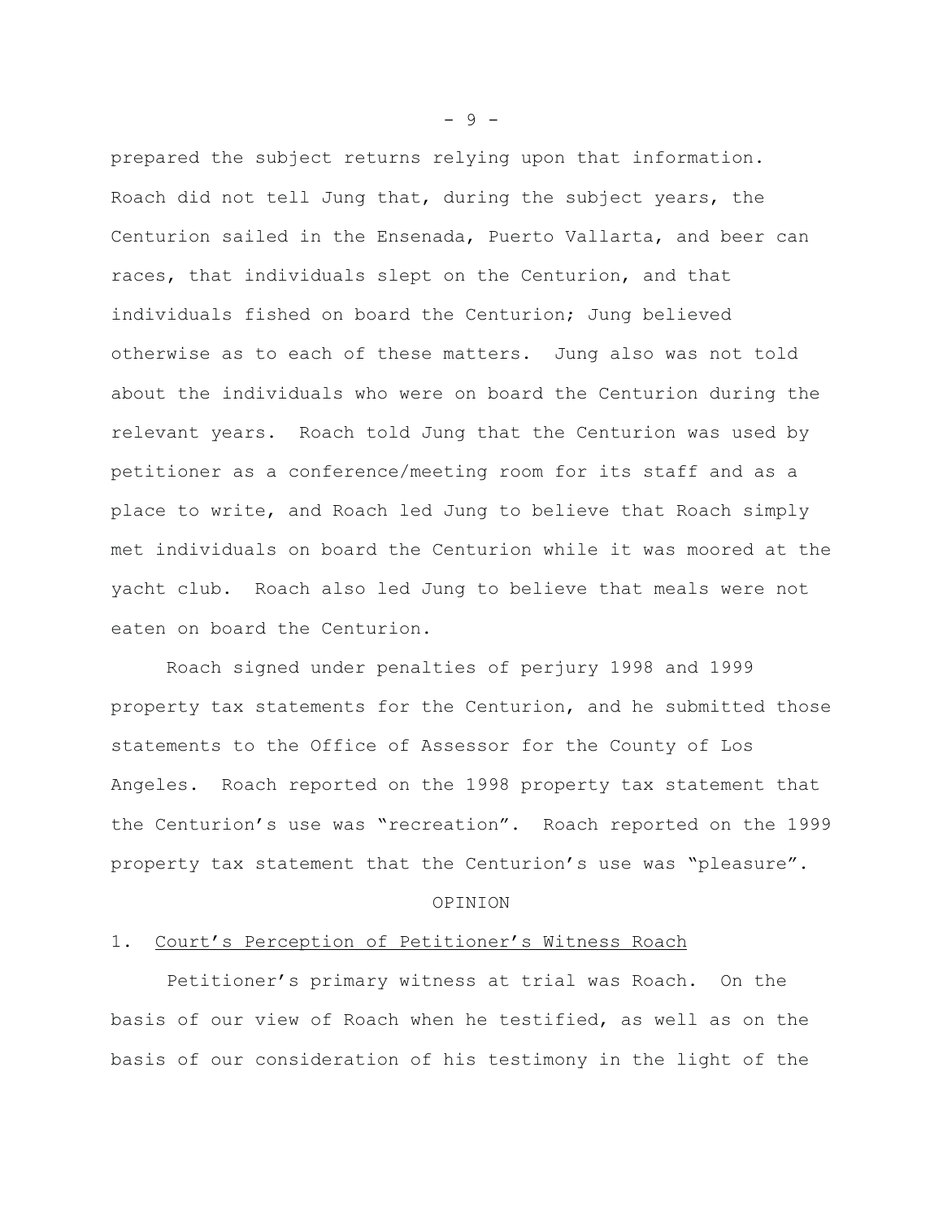prepared the subject returns relying upon that information. Roach did not tell Jung that, during the subject years, the Centurion sailed in the Ensenada, Puerto Vallarta, and beer can races, that individuals slept on the Centurion, and that individuals fished on board the Centurion; Jung believed otherwise as to each of these matters. Jung also was not told about the individuals who were on board the Centurion during the relevant years. Roach told Jung that the Centurion was used by petitioner as a conference/meeting room for its staff and as a place to write, and Roach led Jung to believe that Roach simply met individuals on board the Centurion while it was moored at the yacht club. Roach also led Jung to believe that meals were not eaten on board the Centurion.

Roach signed under penalties of perjury 1998 and 1999 property tax statements for the Centurion, and he submitted those statements to the Office of Assessor for the County of Los Angeles. Roach reported on the 1998 property tax statement that the Centurion's use was "recreation". Roach reported on the 1999 property tax statement that the Centurion's use was "pleasure".

OPINION

1. Court's Perception of Petitioner's Witness Roach

Petitioner's primary witness at trial was Roach. On the basis of our view of Roach when he testified, as well as on the basis of our consideration of his testimony in the light of the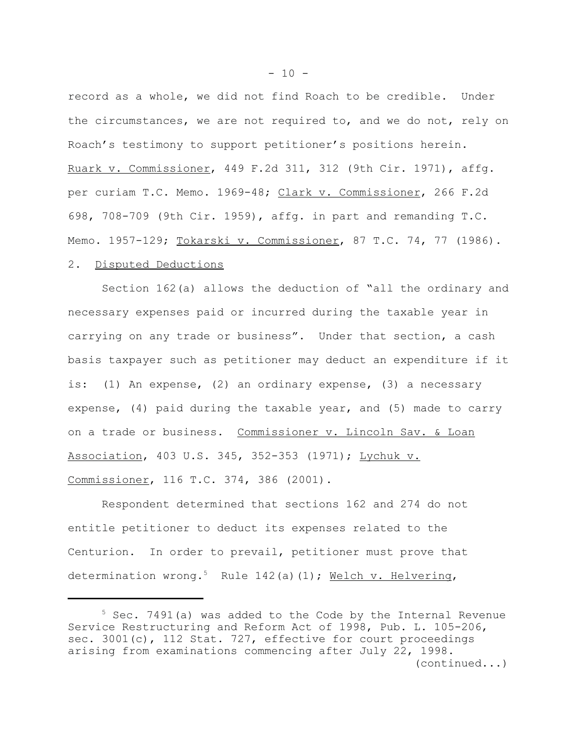record as a whole, we did not find Roach to be credible. Under the circumstances, we are not required to, and we do not, rely on Roach's testimony to support petitioner's positions herein. Ruark v. Commissioner, 449 F.2d 311, 312 (9th Cir. 1971), affg. per curiam T.C. Memo. 1969-48; Clark v. Commissioner, 266 F.2d 698, 708-709 (9th Cir. 1959), affg. in part and remanding T.C. Memo. 1957-129; Tokarski v. Commissioner, 87 T.C. 74, 77 (1986).

2. Disputed Deductions

Section 162(a) allows the deduction of "all the ordinary and necessary expenses paid or incurred during the taxable year in carrying on any trade or business". Under that section, a cash basis taxpayer such as petitioner may deduct an expenditure if it is: (1) An expense, (2) an ordinary expense, (3) a necessary expense, (4) paid during the taxable year, and (5) made to carry on a trade or business. Commissioner v. Lincoln Sav. & Loan Association, 403 U.S. 345, 352-353 (1971); Lychuk v. Commissioner, 116 T.C. 374, 386 (2001).

Respondent determined that sections 162 and 274 do not entitle petitioner to deduct its expenses related to the Centurion. In order to prevail, petitioner must prove that determination wrong.[5] Rule 142(a)(1); Welch v. Helvering,

---

[5] Sec. 7491(a) was added to the Code by the Internal Revenue Service Restructuring and Reform Act of 1998, Pub. L. 105-206, sec. 3001(c), 112 Stat. 727, effective for court proceedings arising from examinations commencing after July 22, 1998.
(continued...)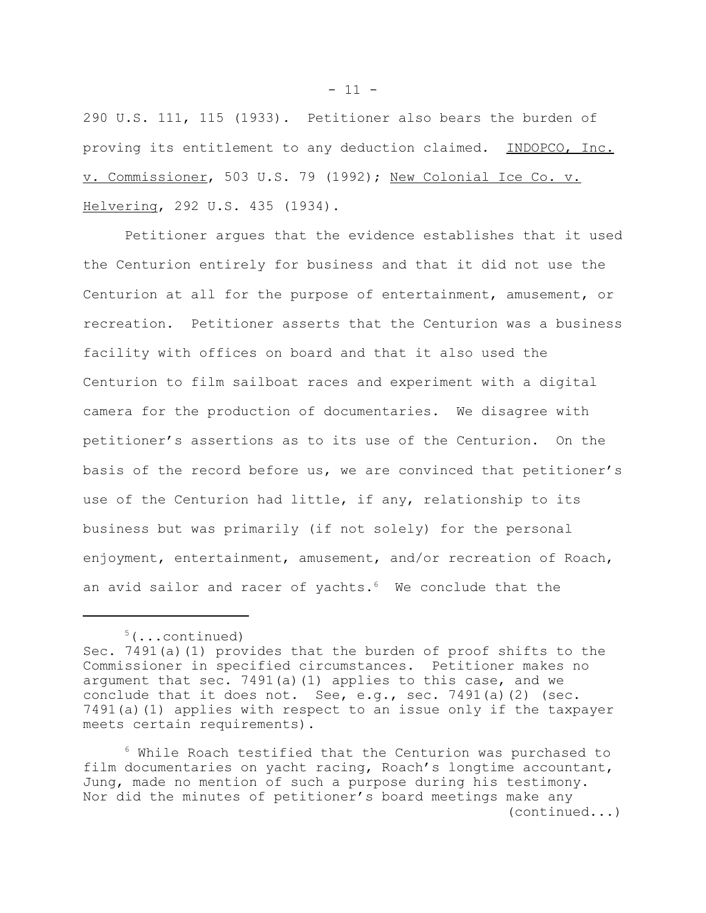290 U.S. 111, 115 (1933). Petitioner also bears the burden of proving its entitlement to any deduction claimed. INDOPCO, Inc. v. Commissioner, 503 U.S. 79 (1992); New Colonial Ice Co. v. Helvering, 292 U.S. 435 (1934).

Petitioner argues that the evidence establishes that it used the Centurion entirely for business and that it did not use the Centurion at all for the purpose of entertainment, amusement, or recreation. Petitioner asserts that the Centurion was a business facility with offices on board and that it also used the Centurion to film sailboat races and experiment with a digital camera for the production of documentaries. We disagree with petitioner's assertions as to its use of the Centurion. On the basis of the record before us, we are convinced that petitioner's use of the Centurion had little, if any, relationship to its business but was primarily (if not solely) for the personal enjoyment, entertainment, amusement, and/or recreation of Roach, an avid sailor and racer of yachts.[6] We conclude that the

---

[5](...continued)
Sec. 7491(a)(1) provides that the burden of proof shifts to the Commissioner in specified circumstances. Petitioner makes no argument that sec. 7491(a)(1) applies to this case, and we conclude that it does not. See, e.g., sec. 7491(a)(2) (sec. 7491(a)(1) applies with respect to an issue only if the taxpayer meets certain requirements).

[6] While Roach testified that the Centurion was purchased to film documentaries on yacht racing, Roach's longtime accountant, Jung, made no mention of such a purpose during his testimony. Nor did the minutes of petitioner's board meetings make any (continued...)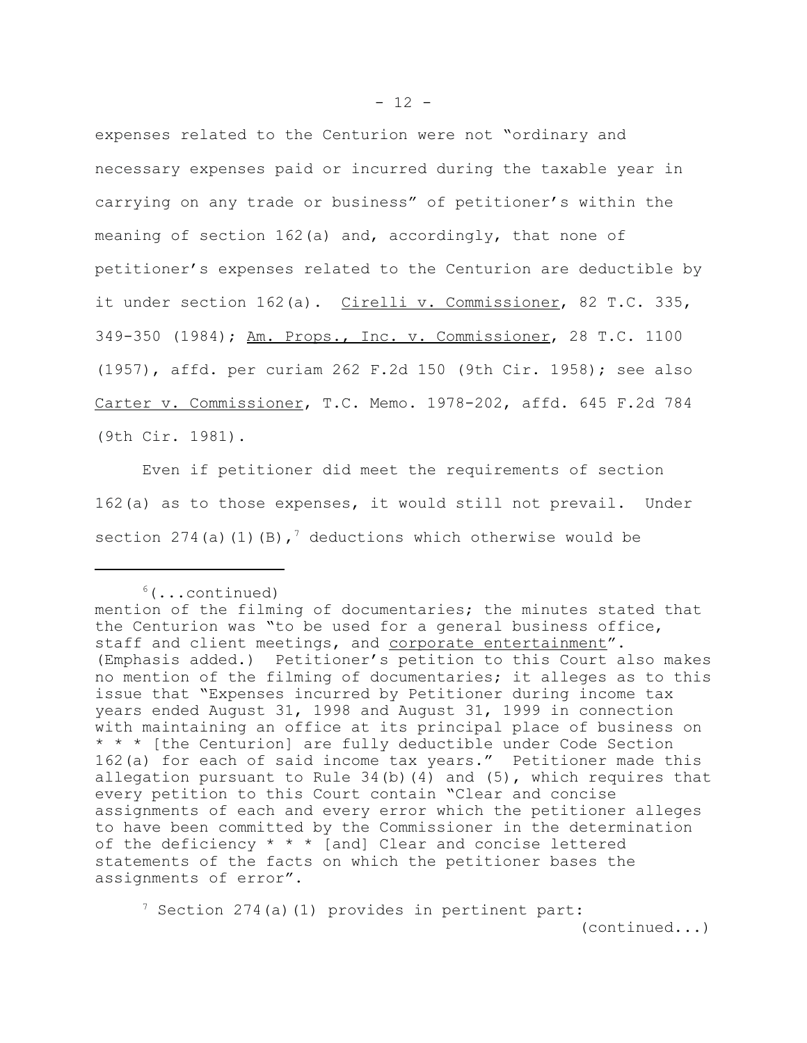expenses related to the Centurion were not "ordinary and necessary expenses paid or incurred during the taxable year in carrying on any trade or business" of petitioner's within the meaning of section 162(a) and, accordingly, that none of petitioner's expenses related to the Centurion are deductible by it under section 162(a). Cirelli v. Commissioner, 82 T.C. 335, 349-350 (1984); Am. Props., Inc. v. Commissioner, 28 T.C. 1100 (1957), affd. per curiam 262 F.2d 150 (9th Cir. 1958); see also Carter v. Commissioner, T.C. Memo. 1978-202, affd. 645 F.2d 784 (9th Cir. 1981).

Even if petitioner did meet the requirements of section 162(a) as to those expenses, it would still not prevail. Under section 274(a)(1)(B),[7] deductions which otherwise would be

---

[6](...continued)
mention of the filming of documentaries; the minutes stated that the Centurion was "to be used for a general business office, staff and client meetings, and corporate entertainment". (Emphasis added.) Petitioner's petition to this Court also makes no mention of the filming of documentaries; it alleges as to this issue that "Expenses incurred by Petitioner during income tax years ended August 31, 1998 and August 31, 1999 in connection with maintaining an office at its principal place of business on * * * [the Centurion] are fully deductible under Code Section 162(a) for each of said income tax years." Petitioner made this allegation pursuant to Rule 34(b)(4) and (5), which requires that every petition to this Court contain "Clear and concise assignments of each and every error which the petitioner alleges to have been committed by the Commissioner in the determination of the deficiency * * * [and] Clear and concise lettered statements of the facts on which the petitioner bases the assignments of error".

[7] Section 274(a)(1) provides in pertinent part:

(continued...)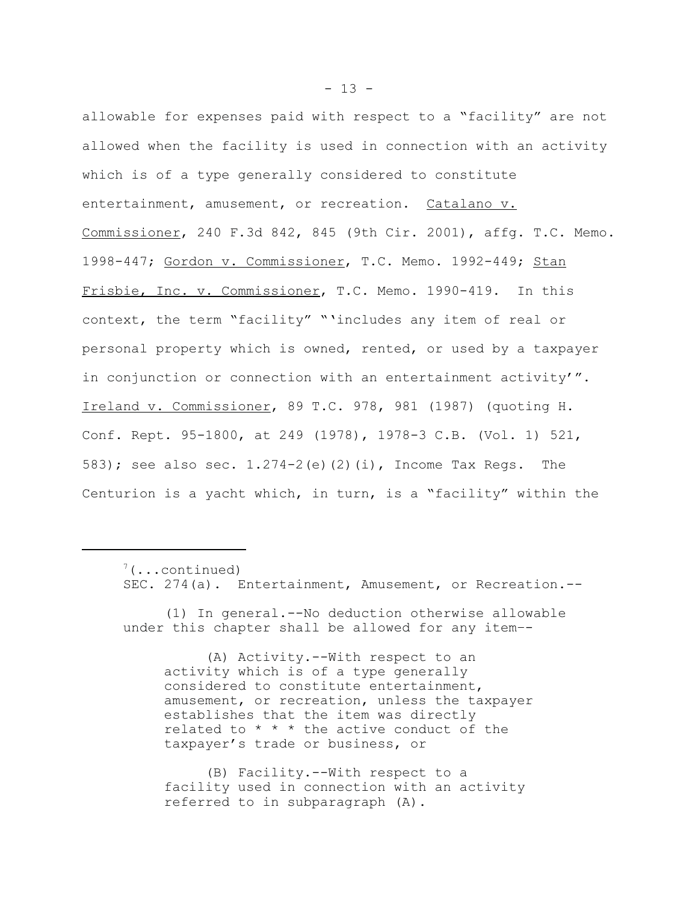allowable for expenses paid with respect to a "facility" are not allowed when the facility is used in connection with an activity which is of a type generally considered to constitute entertainment, amusement, or recreation. Catalano v. Commissioner, 240 F.3d 842, 845 (9th Cir. 2001), affg. T.C. Memo. 1998-447; Gordon v. Commissioner, T.C. Memo. 1992-449; Stan Frisbie, Inc. v. Commissioner, T.C. Memo. 1990-419. In this context, the term "facility" "'includes any item of real or personal property which is owned, rented, or used by a taxpayer in conjunction or connection with an entertainment activity'". Ireland v. Commissioner, 89 T.C. 978, 981 (1987) (quoting H. Conf. Rept. 95-1800, at 249 (1978), 1978-3 C.B. (Vol. 1) 521, 583); see also sec. 1.274-2(e)(2)(i), Income Tax Regs. The Centurion is a yacht which, in turn, is a "facility" within the

---

[7](...continued)

SEC. 274(a). Entertainment, Amusement, or Recreation.--

(1) In general.--No deduction otherwise allowable under this chapter shall be allowed for any item--

(A) Activity.--With respect to an activity which is of a type generally considered to constitute entertainment, amusement, or recreation, unless the taxpayer establishes that the item was directly related to * * * the active conduct of the taxpayer's trade or business, or

(B) Facility.--With respect to a facility used in connection with an activity referred to in subparagraph (A).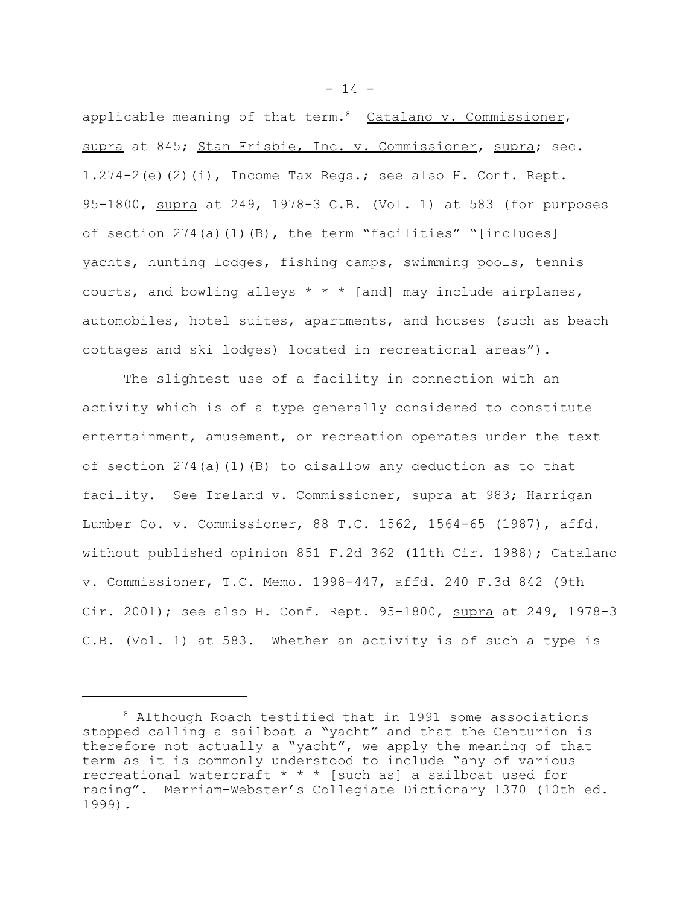applicable meaning of that term.[8] Catalano v. Commissioner, supra at 845; Stan Frisbie, Inc. v. Commissioner, supra; sec. 1.274-2(e)(2)(i), Income Tax Regs.; see also H. Conf. Rept. 95-1800, supra at 249, 1978-3 C.B. (Vol. 1) at 583 (for purposes of section 274(a)(1)(B), the term "facilities" "[includes] yachts, hunting lodges, fishing camps, swimming pools, tennis courts, and bowling alleys * * * [and] may include airplanes, automobiles, hotel suites, apartments, and houses (such as beach cottages and ski lodges) located in recreational areas").

The slightest use of a facility in connection with an activity which is of a type generally considered to constitute entertainment, amusement, or recreation operates under the text of section 274(a)(1)(B) to disallow any deduction as to that facility. See Ireland v. Commissioner, supra at 983; Harrigan Lumber Co. v. Commissioner, 88 T.C. 1562, 1564-65 (1987), affd. without published opinion 851 F.2d 362 (11th Cir. 1988); Catalano v. Commissioner, T.C. Memo. 1998-447, affd. 240 F.3d 842 (9th Cir. 2001); see also H. Conf. Rept. 95-1800, supra at 249, 1978-3 C.B. (Vol. 1) at 583. Whether an activity is of such a type is

---

[8] Although Roach testified that in 1991 some associations stopped calling a sailboat a "yacht" and that the Centurion is therefore not actually a "yacht", we apply the meaning of that term as it is commonly understood to include "any of various recreational watercraft * * * [such as] a sailboat used for racing". Merriam-Webster's Collegiate Dictionary 1370 (10th ed. 1999).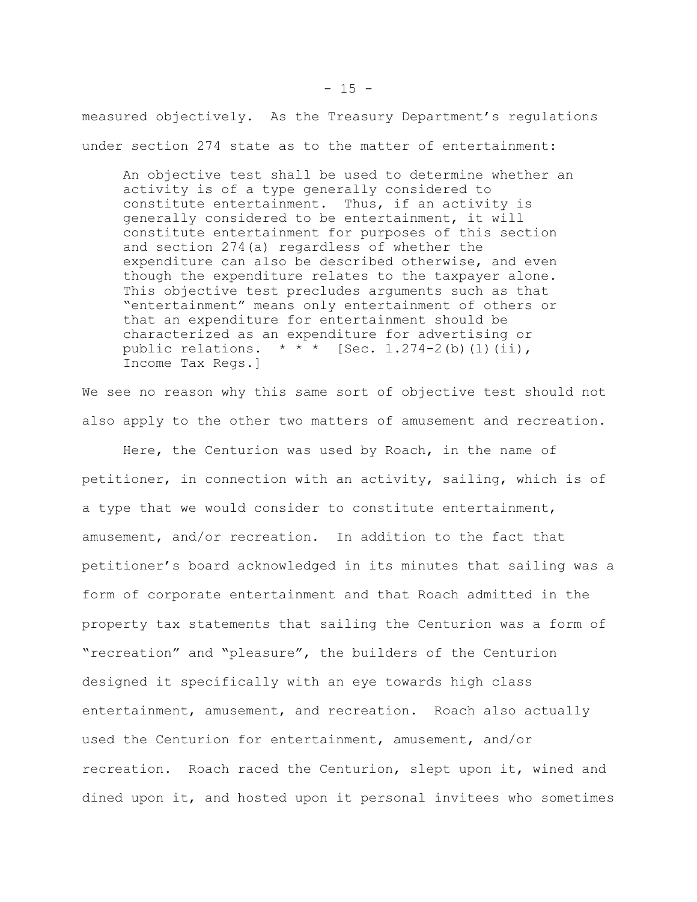measured objectively. As the Treasury Department’s regulations under section 274 state as to the matter of entertainment:

> An objective test shall be used to determine whether an activity is of a type generally considered to constitute entertainment. Thus, if an activity is generally considered to be entertainment, it will constitute entertainment for purposes of this section and section 274(a) regardless of whether the expenditure can also be described otherwise, and even though the expenditure relates to the taxpayer alone. This objective test precludes arguments such as that “entertainment” means only entertainment of others or that an expenditure for entertainment should be characterized as an expenditure for advertising or public relations. * * * [Sec. 1.274-2(b)(1)(ii), Income Tax Regs.]

We see no reason why this same sort of objective test should not also apply to the other two matters of amusement and recreation.

Here, the Centurion was used by Roach, in the name of petitioner, in connection with an activity, sailing, which is of a type that we would consider to constitute entertainment, amusement, and/or recreation. In addition to the fact that petitioner’s board acknowledged in its minutes that sailing was a form of corporate entertainment and that Roach admitted in the property tax statements that sailing the Centurion was a form of “recreation” and “pleasure”, the builders of the Centurion designed it specifically with an eye towards high class entertainment, amusement, and recreation. Roach also actually used the Centurion for entertainment, amusement, and/or recreation. Roach raced the Centurion, slept upon it, wined and dined upon it, and hosted upon it personal invitees who sometimes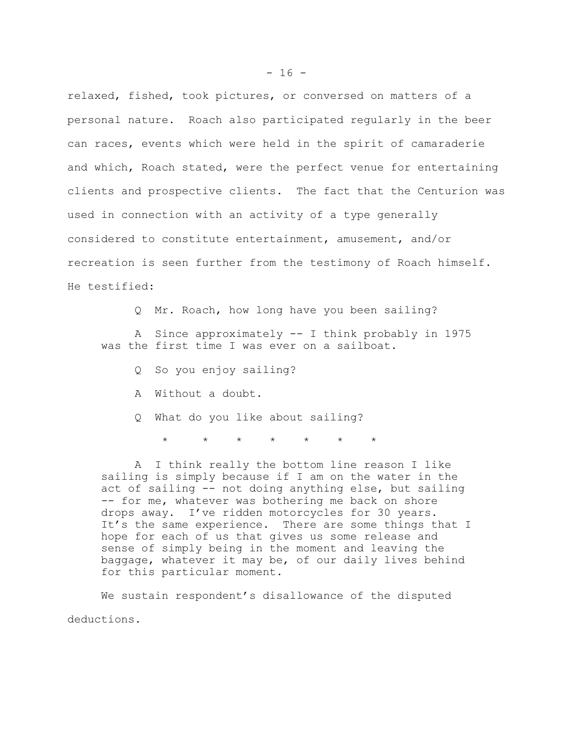relaxed, fished, took pictures, or conversed on matters of a personal nature. Roach also participated regularly in the beer can races, events which were held in the spirit of camaraderie and which, Roach stated, were the perfect venue for entertaining clients and prospective clients. The fact that the Centurion was used in connection with an activity of a type generally considered to constitute entertainment, amusement, and/or recreation is seen further from the testimony of Roach himself. He testified:

> Q Mr. Roach, how long have you been sailing?
>
> A Since approximately -- I think probably in 1975 was the first time I was ever on a sailboat.
>
> Q So you enjoy sailing?
>
> A Without a doubt.
>
> Q What do you like about sailing?
>
> \* \* \* \* \* \* \*
>
> A I think really the bottom line reason I like sailing is simply because if I am on the water in the act of sailing -- not doing anything else, but sailing -- for me, whatever was bothering me back on shore drops away. I've ridden motorcycles for 30 years. It's the same experience. There are some things that I hope for each of us that gives us some release and sense of simply being in the moment and leaving the baggage, whatever it may be, of our daily lives behind for this particular moment.

We sustain respondent's disallowance of the disputed deductions.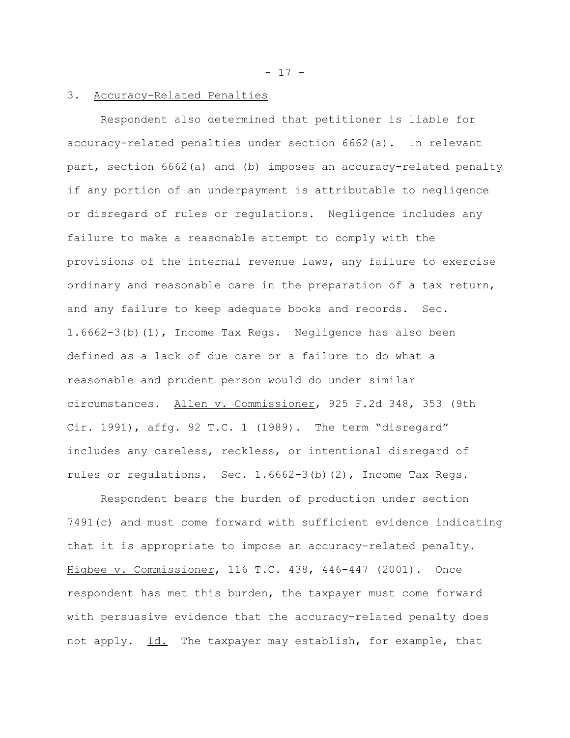3. <u>Accuracy-Related Penalties</u>

Respondent also determined that petitioner is liable for accuracy-related penalties under section 6662(a). In relevant part, section 6662(a) and (b) imposes an accuracy-related penalty if any portion of an underpayment is attributable to negligence or disregard of rules or regulations. Negligence includes any failure to make a reasonable attempt to comply with the provisions of the internal revenue laws, any failure to exercise ordinary and reasonable care in the preparation of a tax return, and any failure to keep adequate books and records. Sec. 1.6662-3(b)(1), Income Tax Regs. Negligence has also been defined as a lack of due care or a failure to do what a reasonable and prudent person would do under similar circumstances. <u>Allen v. Commissioner</u>, 925 F.2d 348, 353 (9th Cir. 1991), affg. 92 T.C. 1 (1989). The term "disregard" includes any careless, reckless, or intentional disregard of rules or regulations. Sec. 1.6662-3(b)(2), Income Tax Regs.

Respondent bears the burden of production under section 7491(c) and must come forward with sufficient evidence indicating that it is appropriate to impose an accuracy-related penalty. <u>Higbee v. Commissioner</u>, 116 T.C. 438, 446-447 (2001). Once respondent has met this burden, the taxpayer must come forward with persuasive evidence that the accuracy-related penalty does not apply. <u>Id.</u> The taxpayer may establish, for example, that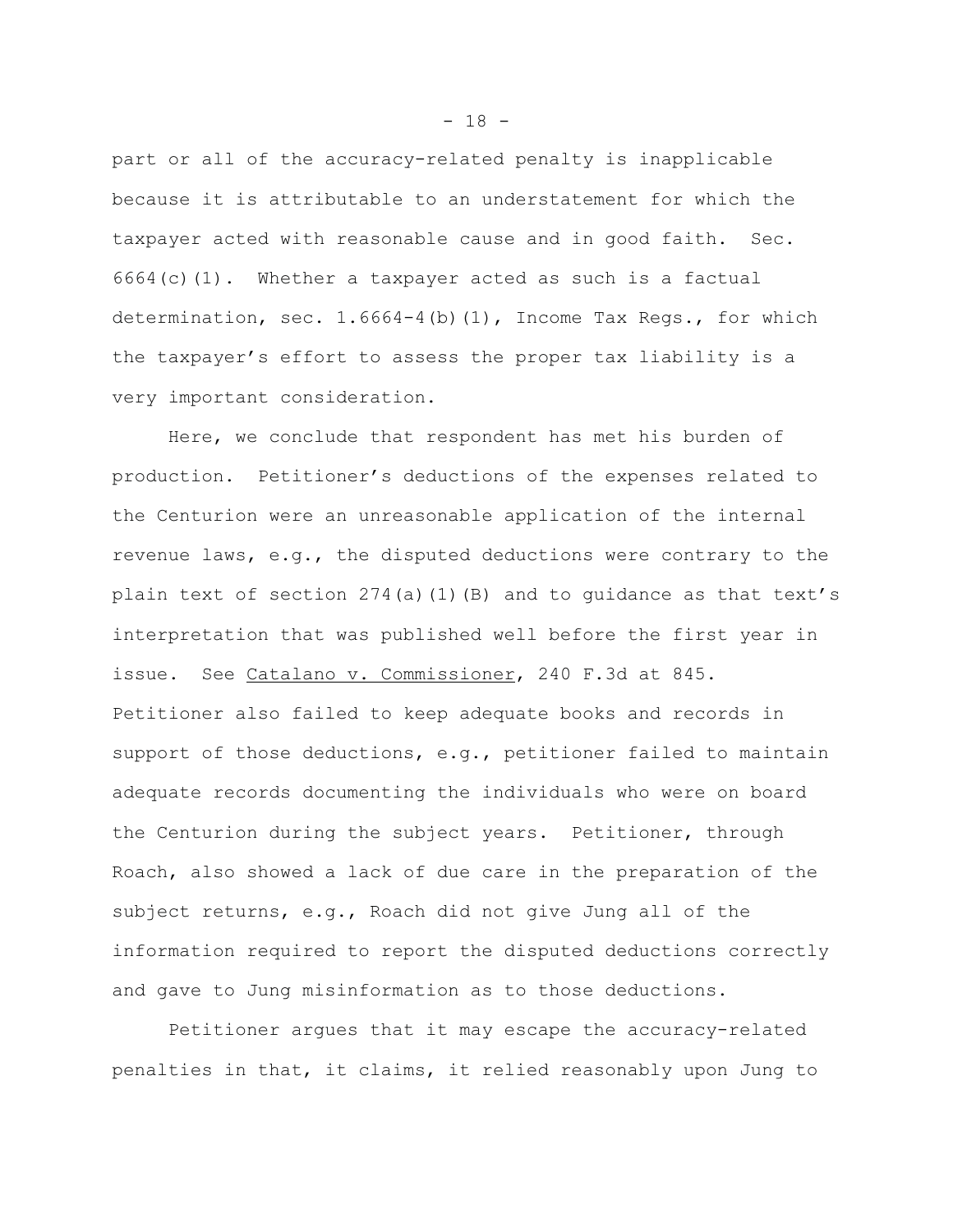part or all of the accuracy-related penalty is inapplicable because it is attributable to an understatement for which the taxpayer acted with reasonable cause and in good faith. Sec. 6664(c)(1). Whether a taxpayer acted as such is a factual determination, sec. 1.6664-4(b)(1), Income Tax Regs., for which the taxpayer's effort to assess the proper tax liability is a very important consideration.

Here, we conclude that respondent has met his burden of production. Petitioner's deductions of the expenses related to the Centurion were an unreasonable application of the internal revenue laws, e.g., the disputed deductions were contrary to the plain text of section 274(a)(1)(B) and to guidance as that text's interpretation that was published well before the first year in issue. See Catalano v. Commissioner, 240 F.3d at 845. Petitioner also failed to keep adequate books and records in support of those deductions, e.g., petitioner failed to maintain adequate records documenting the individuals who were on board the Centurion during the subject years. Petitioner, through Roach, also showed a lack of due care in the preparation of the subject returns, e.g., Roach did not give Jung all of the information required to report the disputed deductions correctly and gave to Jung misinformation as to those deductions.

Petitioner argues that it may escape the accuracy-related penalties in that, it claims, it relied reasonably upon Jung to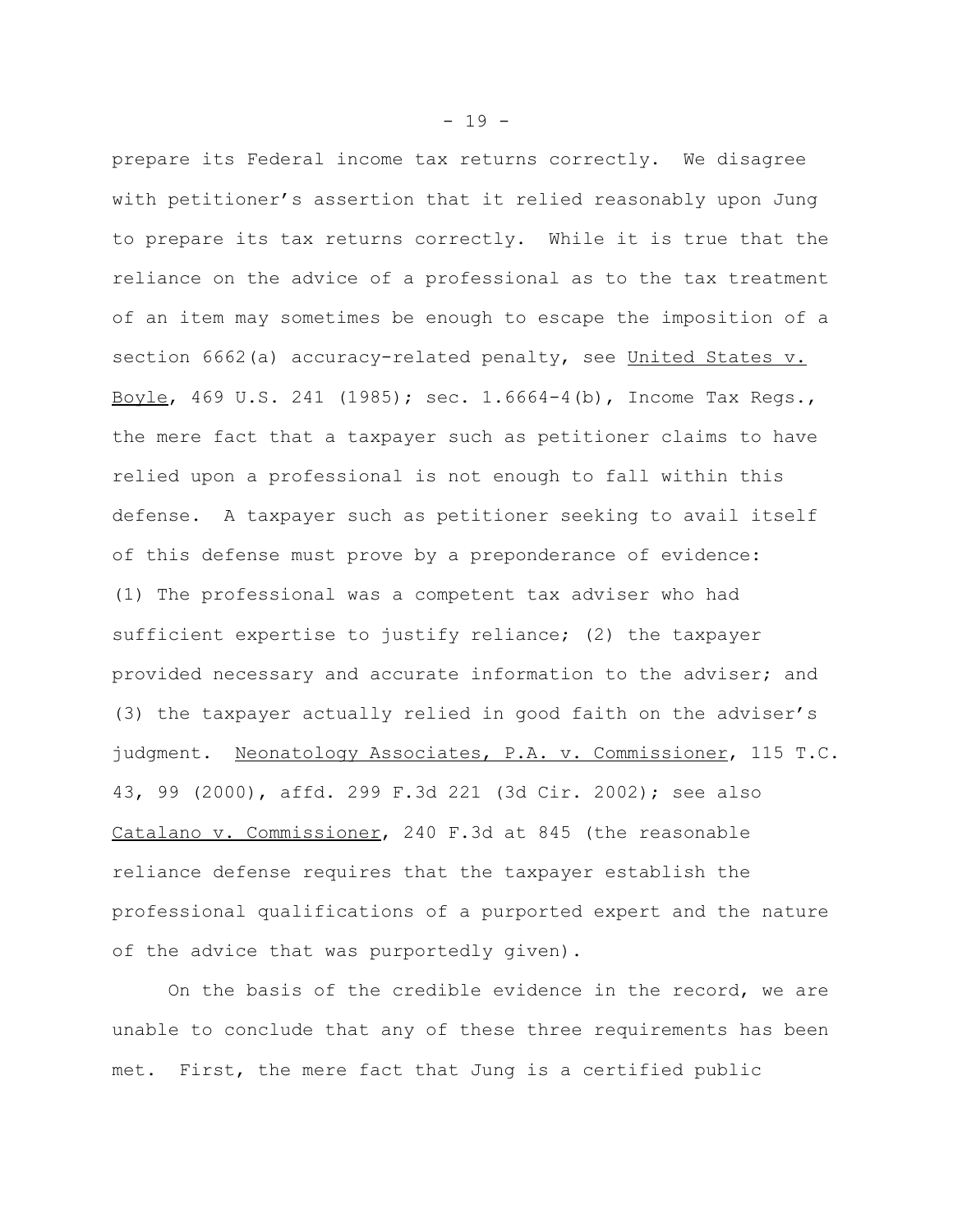prepare its Federal income tax returns correctly. We disagree with petitioner's assertion that it relied reasonably upon Jung to prepare its tax returns correctly. While it is true that the reliance on the advice of a professional as to the tax treatment of an item may sometimes be enough to escape the imposition of a section 6662(a) accuracy-related penalty, see United States v. Boyle, 469 U.S. 241 (1985); sec. 1.6664-4(b), Income Tax Regs., the mere fact that a taxpayer such as petitioner claims to have relied upon a professional is not enough to fall within this defense. A taxpayer such as petitioner seeking to avail itself of this defense must prove by a preponderance of evidence: (1) The professional was a competent tax adviser who had sufficient expertise to justify reliance; (2) the taxpayer provided necessary and accurate information to the adviser; and (3) the taxpayer actually relied in good faith on the adviser's judgment. Neonatology Associates, P.A. v. Commissioner, 115 T.C. 43, 99 (2000), affd. 299 F.3d 221 (3d Cir. 2002); see also Catalano v. Commissioner, 240 F.3d at 845 (the reasonable reliance defense requires that the taxpayer establish the professional qualifications of a purported expert and the nature of the advice that was purportedly given).

On the basis of the credible evidence in the record, we are unable to conclude that any of these three requirements has been met. First, the mere fact that Jung is a certified public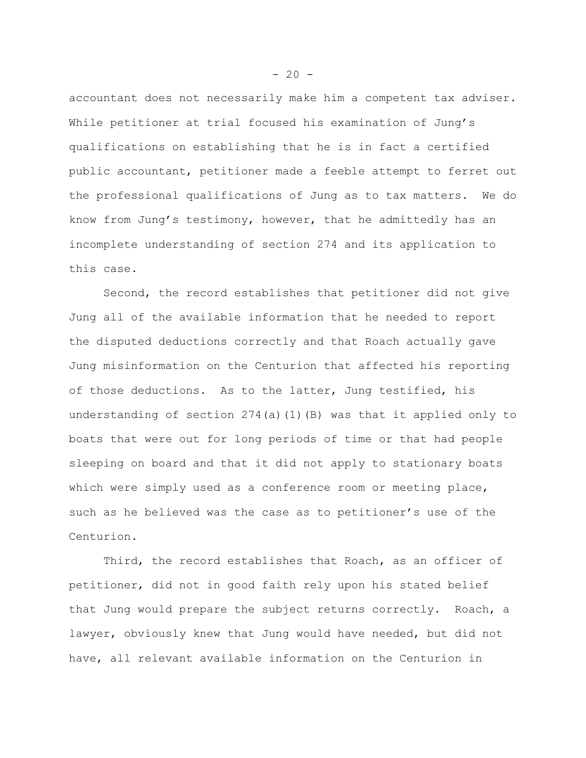accountant does not necessarily make him a competent tax adviser. While petitioner at trial focused his examination of Jung's qualifications on establishing that he is in fact a certified public accountant, petitioner made a feeble attempt to ferret out the professional qualifications of Jung as to tax matters. We do know from Jung's testimony, however, that he admittedly has an incomplete understanding of section 274 and its application to this case.

Second, the record establishes that petitioner did not give Jung all of the available information that he needed to report the disputed deductions correctly and that Roach actually gave Jung misinformation on the Centurion that affected his reporting of those deductions. As to the latter, Jung testified, his understanding of section 274(a)(1)(B) was that it applied only to boats that were out for long periods of time or that had people sleeping on board and that it did not apply to stationary boats which were simply used as a conference room or meeting place, such as he believed was the case as to petitioner's use of the Centurion.

Third, the record establishes that Roach, as an officer of petitioner, did not in good faith rely upon his stated belief that Jung would prepare the subject returns correctly. Roach, a lawyer, obviously knew that Jung would have needed, but did not have, all relevant available information on the Centurion in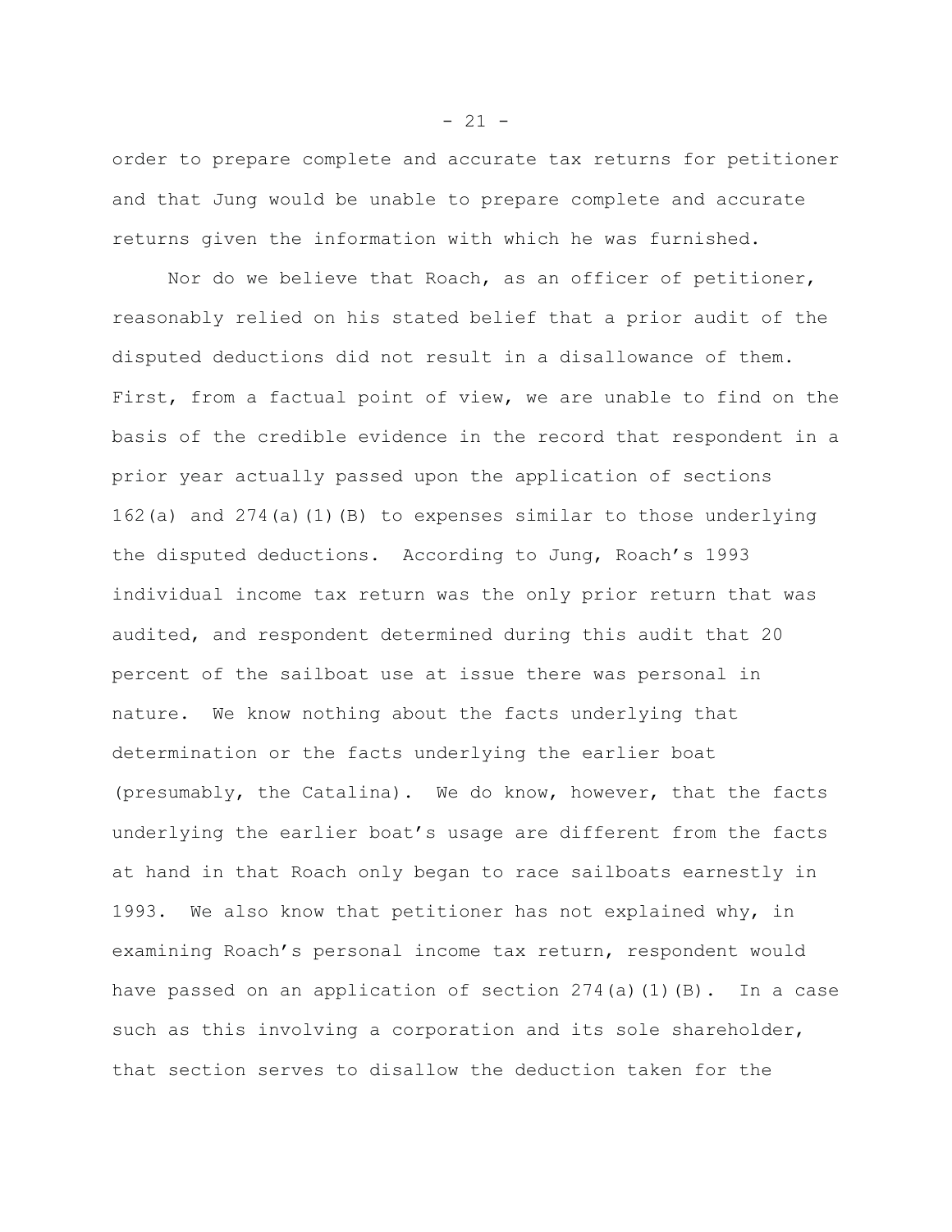order to prepare complete and accurate tax returns for petitioner and that Jung would be unable to prepare complete and accurate returns given the information with which he was furnished.

Nor do we believe that Roach, as an officer of petitioner, reasonably relied on his stated belief that a prior audit of the disputed deductions did not result in a disallowance of them. First, from a factual point of view, we are unable to find on the basis of the credible evidence in the record that respondent in a prior year actually passed upon the application of sections 162(a) and 274(a)(1)(B) to expenses similar to those underlying the disputed deductions. According to Jung, Roach's 1993 individual income tax return was the only prior return that was audited, and respondent determined during this audit that 20 percent of the sailboat use at issue there was personal in nature. We know nothing about the facts underlying that determination or the facts underlying the earlier boat (presumably, the Catalina). We do know, however, that the facts underlying the earlier boat's usage are different from the facts at hand in that Roach only began to race sailboats earnestly in 1993. We also know that petitioner has not explained why, in examining Roach's personal income tax return, respondent would have passed on an application of section 274(a)(1)(B). In a case such as this involving a corporation and its sole shareholder, that section serves to disallow the deduction taken for the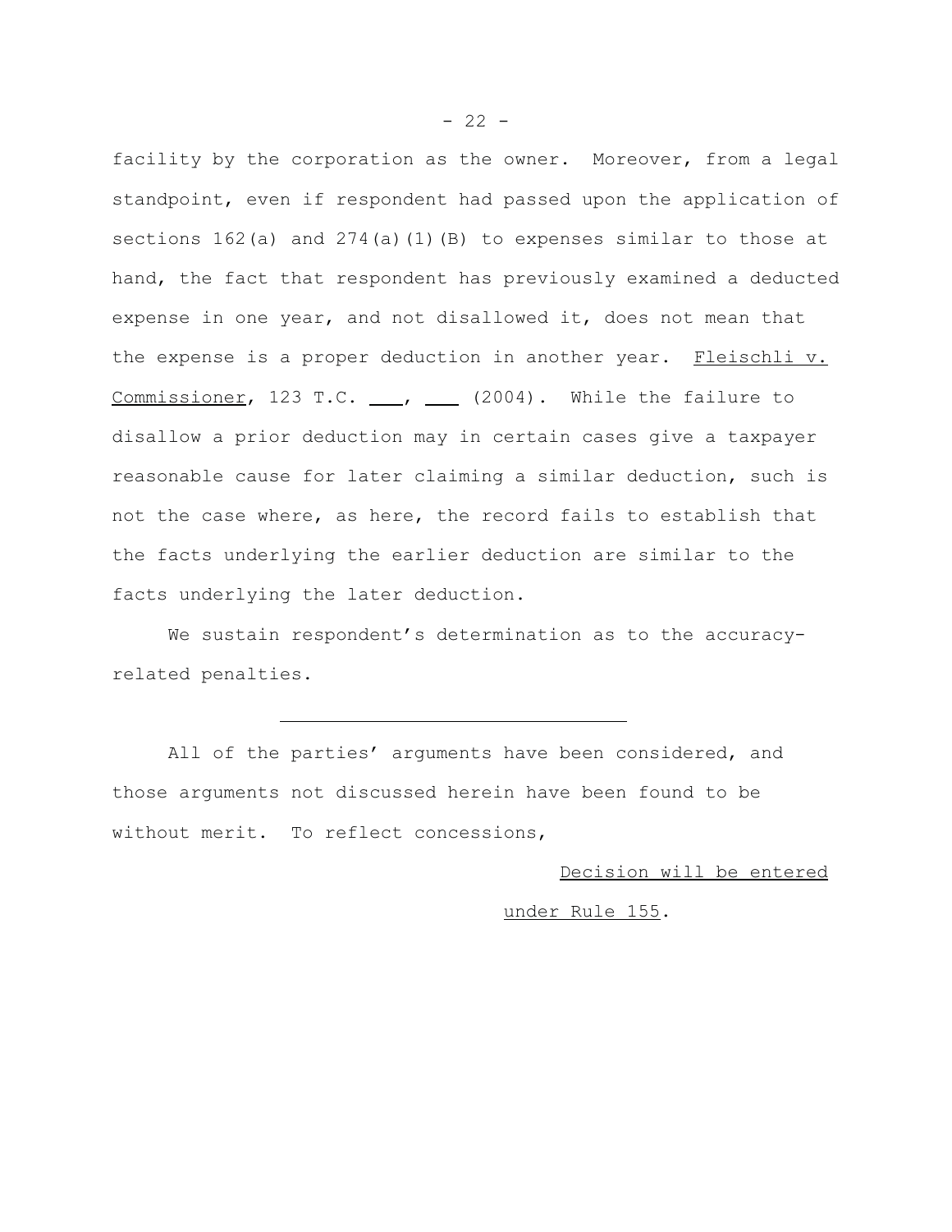facility by the corporation as the owner. Moreover, from a legal standpoint, even if respondent had passed upon the application of sections 162(a) and 274(a)(1)(B) to expenses similar to those at hand, the fact that respondent has previously examined a deducted expense in one year, and not disallowed it, does not mean that the expense is a proper deduction in another year. Fleischli v. Commissioner, 123 T.C. ___, ___ (2004). While the failure to disallow a prior deduction may in certain cases give a taxpayer reasonable cause for later claiming a similar deduction, such is not the case where, as here, the record fails to establish that the facts underlying the earlier deduction are similar to the facts underlying the later deduction.

We sustain respondent's determination as to the accuracy-related penalties.

---

All of the parties' arguments have been considered, and those arguments not discussed herein have been found to be without merit. To reflect concessions,

Decision will be entered under Rule 155.